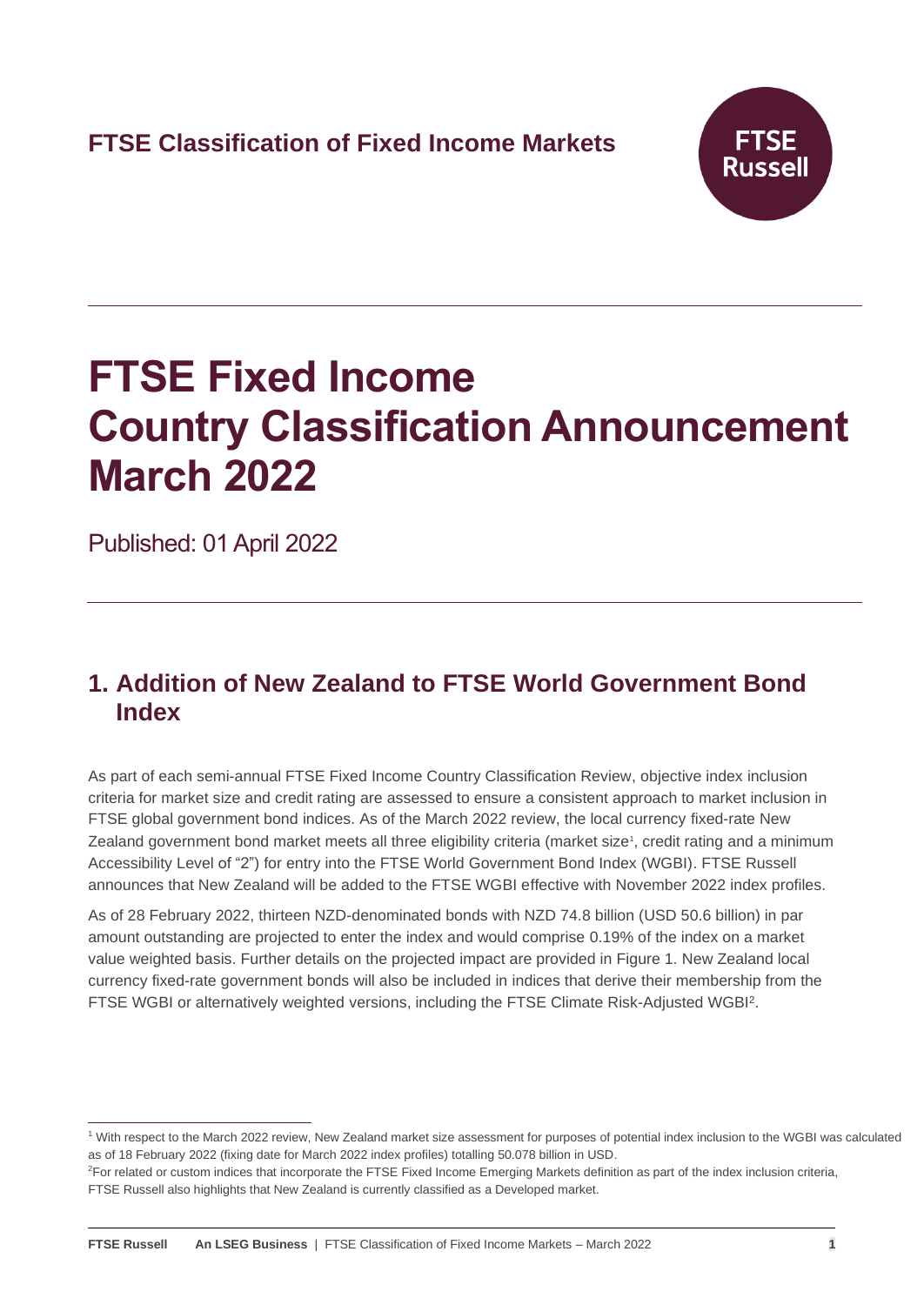**FTSE Classification of Fixed Income Markets**

# FTSE Fixed Income Country Classification Announcement March 2022

Published: 01 April 2022

## 1. Addition of New Zealand to FTSE World Government Bond Index

As part of each semi-annual FTSE Fixed Income Country Classification Review, objective index inclusion criteria for market size and credit rating are assessed to ensure a consistent approach to market inclusion in FTSE global government bond indices. As of the March 2022 review, the local currency fixed-rate New Zealand government bond market meets all three eligibility criteria (market size[1], credit rating and a minimum Accessibility Level of "2") for entry into the FTSE World Government Bond Index (WGBI). FTSE Russell announces that New Zealand will be added to the FTSE WGBI effective with November 2022 index profiles.

As of 28 February 2022, thirteen NZD-denominated bonds with NZD 74.8 billion (USD 50.6 billion) in par amount outstanding are projected to enter the index and would comprise 0.19% of the index on a market value weighted basis. Further details on the projected impact are provided in Figure 1. New Zealand local currency fixed-rate government bonds will also be included in indices that derive their membership from the FTSE WGBI or alternatively weighted versions, including the FTSE Climate Risk-Adjusted WGBI[2].

[1] With respect to the March 2022 review, New Zealand market size assessment for purposes of potential index inclusion to the WGBI was calculated as of 18 February 2022 (fixing date for March 2022 index profiles) totalling 50.078 billion in USD.

[2] For related or custom indices that incorporate the FTSE Fixed Income Emerging Markets definition as part of the index inclusion criteria, FTSE Russell also highlights that New Zealand is currently classified as a Developed market.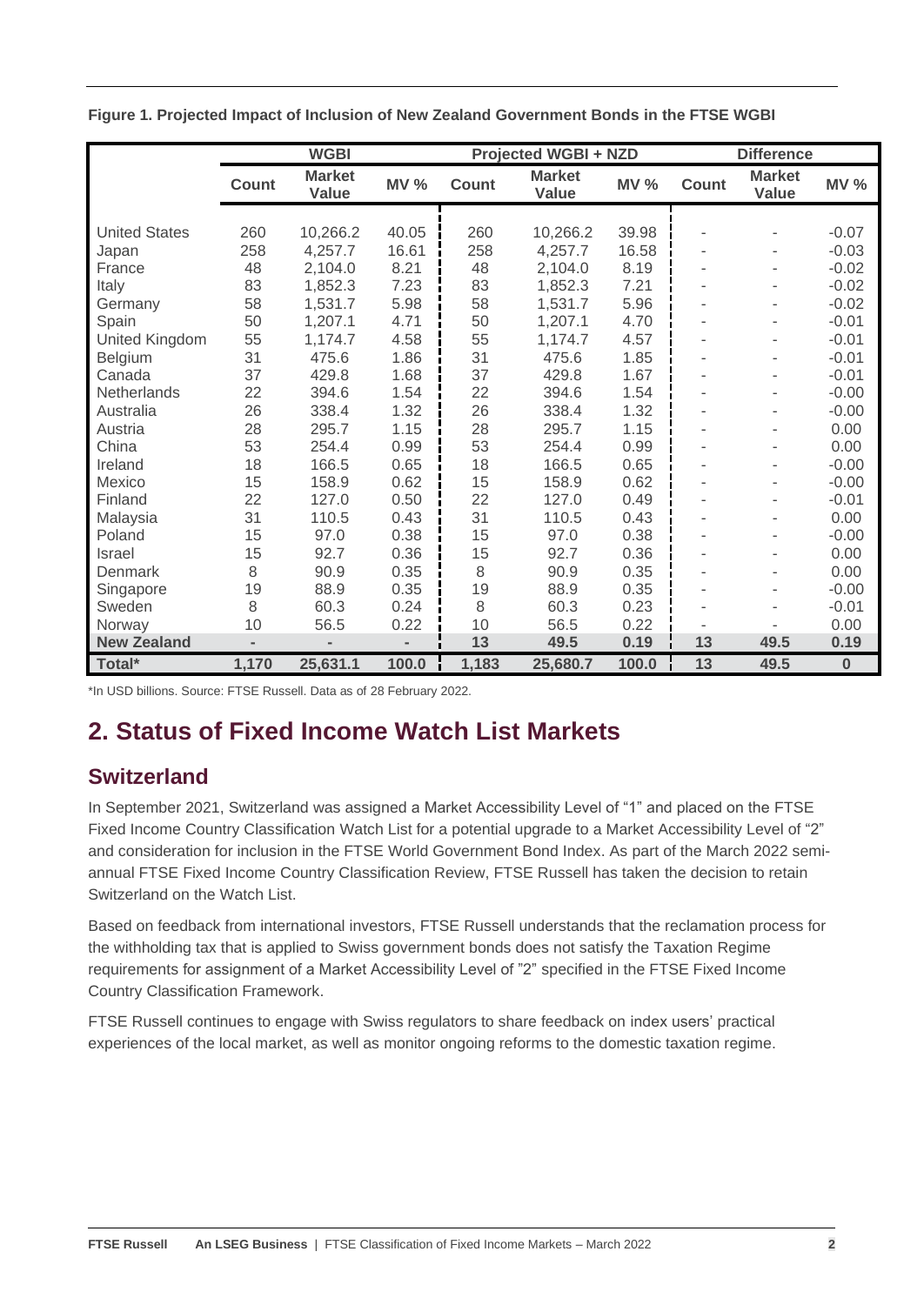**Figure 1. Projected Impact of Inclusion of New Zealand Government Bonds in the FTSE WGBI**

| | WGBI | | | Projected WGBI + NZD | | | Difference | | |
|---|---|---|---|---|---|---|---|---|---|
| | Count | Market Value | MV % | Count | Market Value | MV % | Count | Market Value | MV % |
| United States | 260 | 10,266.2 | 40.05 | 260 | 10,266.2 | 39.98 | - | - | -0.07 |
| Japan | 258 | 4,257.7 | 16.61 | 258 | 4,257.7 | 16.58 | - | - | -0.03 |
| France | 48 | 2,104.0 | 8.21 | 48 | 2,104.0 | 8.19 | - | - | -0.02 |
| Italy | 83 | 1,852.3 | 7.23 | 83 | 1,852.3 | 7.21 | - | - | -0.02 |
| Germany | 58 | 1,531.7 | 5.98 | 58 | 1,531.7 | 5.96 | - | - | -0.02 |
| Spain | 50 | 1,207.1 | 4.71 | 50 | 1,207.1 | 4.70 | - | - | -0.01 |
| United Kingdom | 55 | 1,174.7 | 4.58 | 55 | 1,174.7 | 4.57 | - | - | -0.01 |
| Belgium | 31 | 475.6 | 1.86 | 31 | 475.6 | 1.85 | - | - | -0.01 |
| Canada | 37 | 429.8 | 1.68 | 37 | 429.8 | 1.67 | - | - | -0.01 |
| Netherlands | 22 | 394.6 | 1.54 | 22 | 394.6 | 1.54 | - | - | -0.00 |
| Australia | 26 | 338.4 | 1.32 | 26 | 338.4 | 1.32 | - | - | -0.00 |
| Austria | 28 | 295.7 | 1.15 | 28 | 295.7 | 1.15 | - | - | 0.00 |
| China | 53 | 254.4 | 0.99 | 53 | 254.4 | 0.99 | - | - | 0.00 |
| Ireland | 18 | 166.5 | 0.65 | 18 | 166.5 | 0.65 | - | - | -0.00 |
| Mexico | 15 | 158.9 | 0.62 | 15 | 158.9 | 0.62 | - | - | -0.00 |
| Finland | 22 | 127.0 | 0.50 | 22 | 127.0 | 0.49 | - | - | -0.01 |
| Malaysia | 31 | 110.5 | 0.43 | 31 | 110.5 | 0.43 | - | - | 0.00 |
| Poland | 15 | 97.0 | 0.38 | 15 | 97.0 | 0.38 | - | - | -0.00 |
| Israel | 15 | 92.7 | 0.36 | 15 | 92.7 | 0.36 | - | - | 0.00 |
| Denmark | 8 | 90.9 | 0.35 | 8 | 90.9 | 0.35 | - | - | 0.00 |
| Singapore | 19 | 88.9 | 0.35 | 19 | 88.9 | 0.35 | - | - | -0.00 |
| Sweden | 8 | 60.3 | 0.24 | 8 | 60.3 | 0.23 | - | - | -0.01 |
| Norway | 10 | 56.5 | 0.22 | 10 | 56.5 | 0.22 | - | - | 0.00 |
| **New Zealand** | - | - | - | **13** | **49.5** | **0.19** | **13** | **49.5** | **0.19** |
| **Total*** | **1,170** | **25,631.1** | **100.0** | **1,183** | **25,680.7** | **100.0** | **13** | **49.5** | **0** |

*In USD billions. Source: FTSE Russell. Data as of 28 February 2022.

## 2. Status of Fixed Income Watch List Markets

### Switzerland

In September 2021, Switzerland was assigned a Market Accessibility Level of "1" and placed on the FTSE Fixed Income Country Classification Watch List for a potential upgrade to a Market Accessibility Level of "2" and consideration for inclusion in the FTSE World Government Bond Index. As part of the March 2022 semi-annual FTSE Fixed Income Country Classification Review, FTSE Russell has taken the decision to retain Switzerland on the Watch List.

Based on feedback from international investors, FTSE Russell understands that the reclamation process for the withholding tax that is applied to Swiss government bonds does not satisfy the Taxation Regime requirements for assignment of a Market Accessibility Level of "2" specified in the FTSE Fixed Income Country Classification Framework.

FTSE Russell continues to engage with Swiss regulators to share feedback on index users' practical experiences of the local market, as well as monitor ongoing reforms to the domestic taxation regime.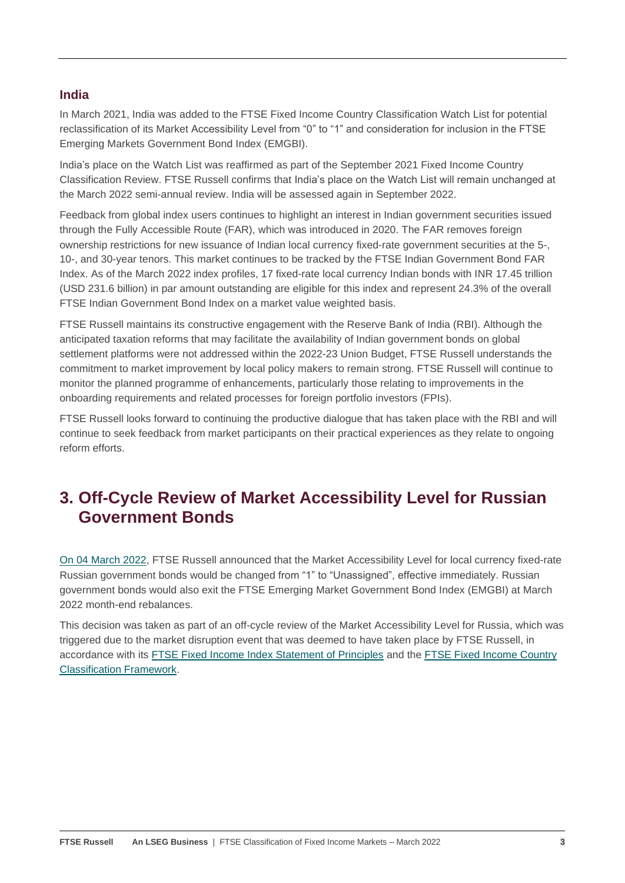### India

In March 2021, India was added to the FTSE Fixed Income Country Classification Watch List for potential reclassification of its Market Accessibility Level from "0" to "1" and consideration for inclusion in the FTSE Emerging Markets Government Bond Index (EMGBI).

India's place on the Watch List was reaffirmed as part of the September 2021 Fixed Income Country Classification Review. FTSE Russell confirms that India's place on the Watch List will remain unchanged at the March 2022 semi-annual review. India will be assessed again in September 2022.

Feedback from global index users continues to highlight an interest in Indian government securities issued through the Fully Accessible Route (FAR), which was introduced in 2020. The FAR removes foreign ownership restrictions for new issuance of Indian local currency fixed-rate government securities at the 5-, 10-, and 30-year tenors. This market continues to be tracked by the FTSE Indian Government Bond FAR Index. As of the March 2022 index profiles, 17 fixed-rate local currency Indian bonds with INR 17.45 trillion (USD 231.6 billion) in par amount outstanding are eligible for this index and represent 24.3% of the overall FTSE Indian Government Bond Index on a market value weighted basis.

FTSE Russell maintains its constructive engagement with the Reserve Bank of India (RBI). Although the anticipated taxation reforms that may facilitate the availability of Indian government bonds on global settlement platforms were not addressed within the 2022-23 Union Budget, FTSE Russell understands the commitment to market improvement by local policy makers to remain strong. FTSE Russell will continue to monitor the planned programme of enhancements, particularly those relating to improvements in the onboarding requirements and related processes for foreign portfolio investors (FPIs).

FTSE Russell looks forward to continuing the productive dialogue that has taken place with the RBI and will continue to seek feedback from market participants on their practical experiences as they relate to ongoing reform efforts.

## 3. Off-Cycle Review of Market Accessibility Level for Russian Government Bonds

On 04 March 2022, FTSE Russell announced that the Market Accessibility Level for local currency fixed-rate Russian government bonds would be changed from "1" to "Unassigned", effective immediately. Russian government bonds would also exit the FTSE Emerging Market Government Bond Index (EMGBI) at March 2022 month-end rebalances.

This decision was taken as part of an off-cycle review of the Market Accessibility Level for Russia, which was triggered due to the market disruption event that was deemed to have taken place by FTSE Russell, in accordance with its FTSE Fixed Income Index Statement of Principles and the FTSE Fixed Income Country Classification Framework.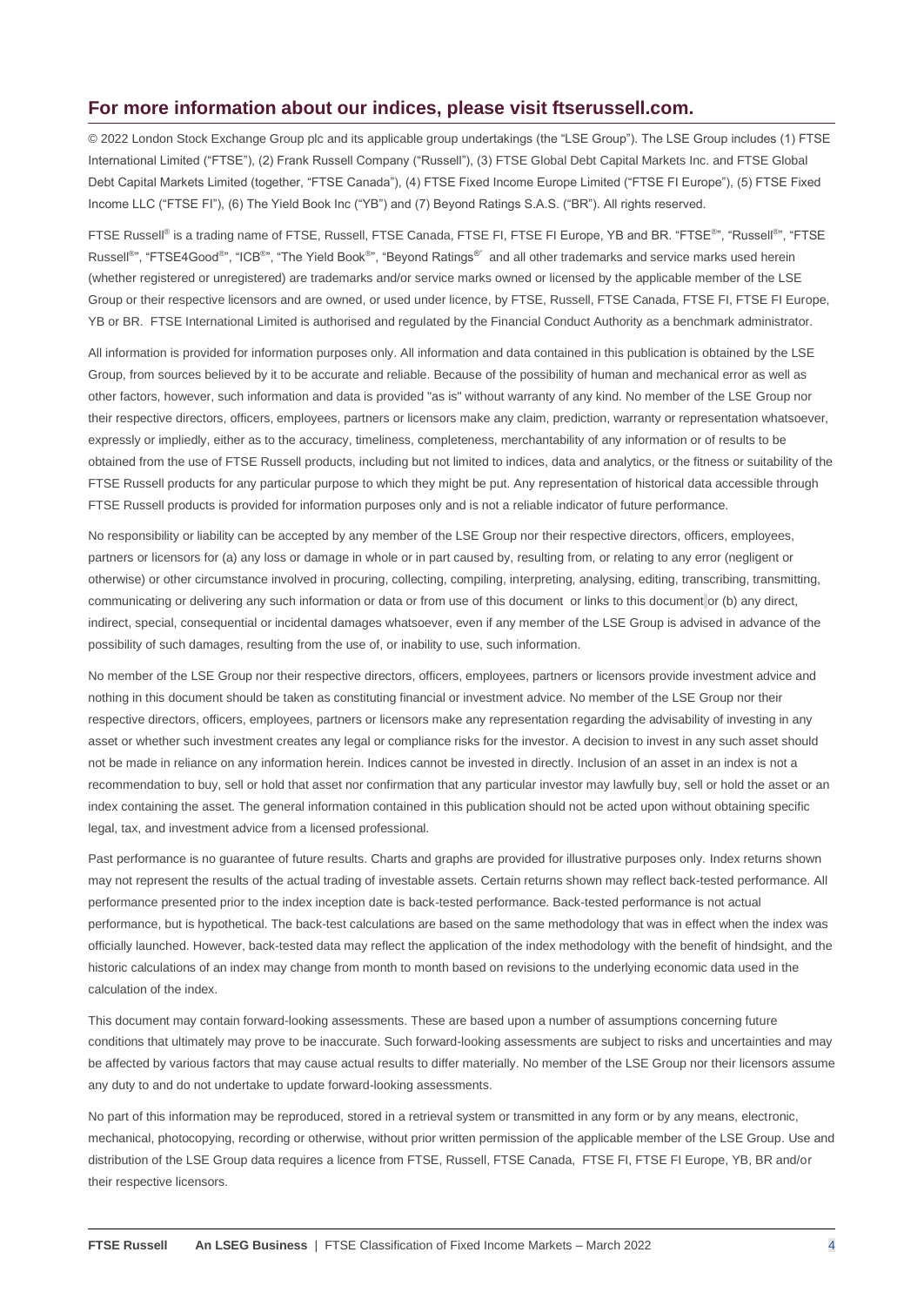## For more information about our indices, please visit ftserussell.com.

© 2022 London Stock Exchange Group plc and its applicable group undertakings (the "LSE Group"). The LSE Group includes (1) FTSE International Limited ("FTSE"), (2) Frank Russell Company ("Russell"), (3) FTSE Global Debt Capital Markets Inc. and FTSE Global Debt Capital Markets Limited (together, "FTSE Canada"), (4) FTSE Fixed Income Europe Limited ("FTSE FI Europe"), (5) FTSE Fixed Income LLC ("FTSE FI"), (6) The Yield Book Inc ("YB") and (7) Beyond Ratings S.A.S. ("BR"). All rights reserved.

FTSE Russell® is a trading name of FTSE, Russell, FTSE Canada, FTSE FI, FTSE FI Europe, YB and BR. "FTSE®", "Russell®", "FTSE Russell®", "FTSE4Good®", "ICB®", "The Yield Book®", "Beyond Ratings®" and all other trademarks and service marks used herein (whether registered or unregistered) are trademarks and/or service marks owned or licensed by the applicable member of the LSE Group or their respective licensors and are owned, or used under licence, by FTSE, Russell, FTSE Canada, FTSE FI, FTSE FI Europe, YB or BR. FTSE International Limited is authorised and regulated by the Financial Conduct Authority as a benchmark administrator.

All information is provided for information purposes only. All information and data contained in this publication is obtained by the LSE Group, from sources believed by it to be accurate and reliable. Because of the possibility of human and mechanical error as well as other factors, however, such information and data is provided "as is" without warranty of any kind. No member of the LSE Group nor their respective directors, officers, employees, partners or licensors make any claim, prediction, warranty or representation whatsoever, expressly or impliedly, either as to the accuracy, timeliness, completeness, merchantability of any information or of results to be obtained from the use of FTSE Russell products, including but not limited to indices, data and analytics, or the fitness or suitability of the FTSE Russell products for any particular purpose to which they might be put. Any representation of historical data accessible through FTSE Russell products is provided for information purposes only and is not a reliable indicator of future performance.

No responsibility or liability can be accepted by any member of the LSE Group nor their respective directors, officers, employees, partners or licensors for (a) any loss or damage in whole or in part caused by, resulting from, or relating to any error (negligent or otherwise) or other circumstance involved in procuring, collecting, compiling, interpreting, analysing, editing, transcribing, transmitting, communicating or delivering any such information or data or from use of this document or links to this document or (b) any direct, indirect, special, consequential or incidental damages whatsoever, even if any member of the LSE Group is advised in advance of the possibility of such damages, resulting from the use of, or inability to use, such information.

No member of the LSE Group nor their respective directors, officers, employees, partners or licensors provide investment advice and nothing in this document should be taken as constituting financial or investment advice. No member of the LSE Group nor their respective directors, officers, employees, partners or licensors make any representation regarding the advisability of investing in any asset or whether such investment creates any legal or compliance risks for the investor. A decision to invest in any such asset should not be made in reliance on any information herein. Indices cannot be invested in directly. Inclusion of an asset in an index is not a recommendation to buy, sell or hold that asset nor confirmation that any particular investor may lawfully buy, sell or hold the asset or an index containing the asset. The general information contained in this publication should not be acted upon without obtaining specific legal, tax, and investment advice from a licensed professional.

Past performance is no guarantee of future results. Charts and graphs are provided for illustrative purposes only. Index returns shown may not represent the results of the actual trading of investable assets. Certain returns shown may reflect back-tested performance. All performance presented prior to the index inception date is back-tested performance. Back-tested performance is not actual performance, but is hypothetical. The back-test calculations are based on the same methodology that was in effect when the index was officially launched. However, back-tested data may reflect the application of the index methodology with the benefit of hindsight, and the historic calculations of an index may change from month to month based on revisions to the underlying economic data used in the calculation of the index.

This document may contain forward-looking assessments. These are based upon a number of assumptions concerning future conditions that ultimately may prove to be inaccurate. Such forward-looking assessments are subject to risks and uncertainties and may be affected by various factors that may cause actual results to differ materially. No member of the LSE Group nor their licensors assume any duty to and do not undertake to update forward-looking assessments.

No part of this information may be reproduced, stored in a retrieval system or transmitted in any form or by any means, electronic, mechanical, photocopying, recording or otherwise, without prior written permission of the applicable member of the LSE Group. Use and distribution of the LSE Group data requires a licence from FTSE, Russell, FTSE Canada, FTSE FI, FTSE FI Europe, YB, BR and/or their respective licensors.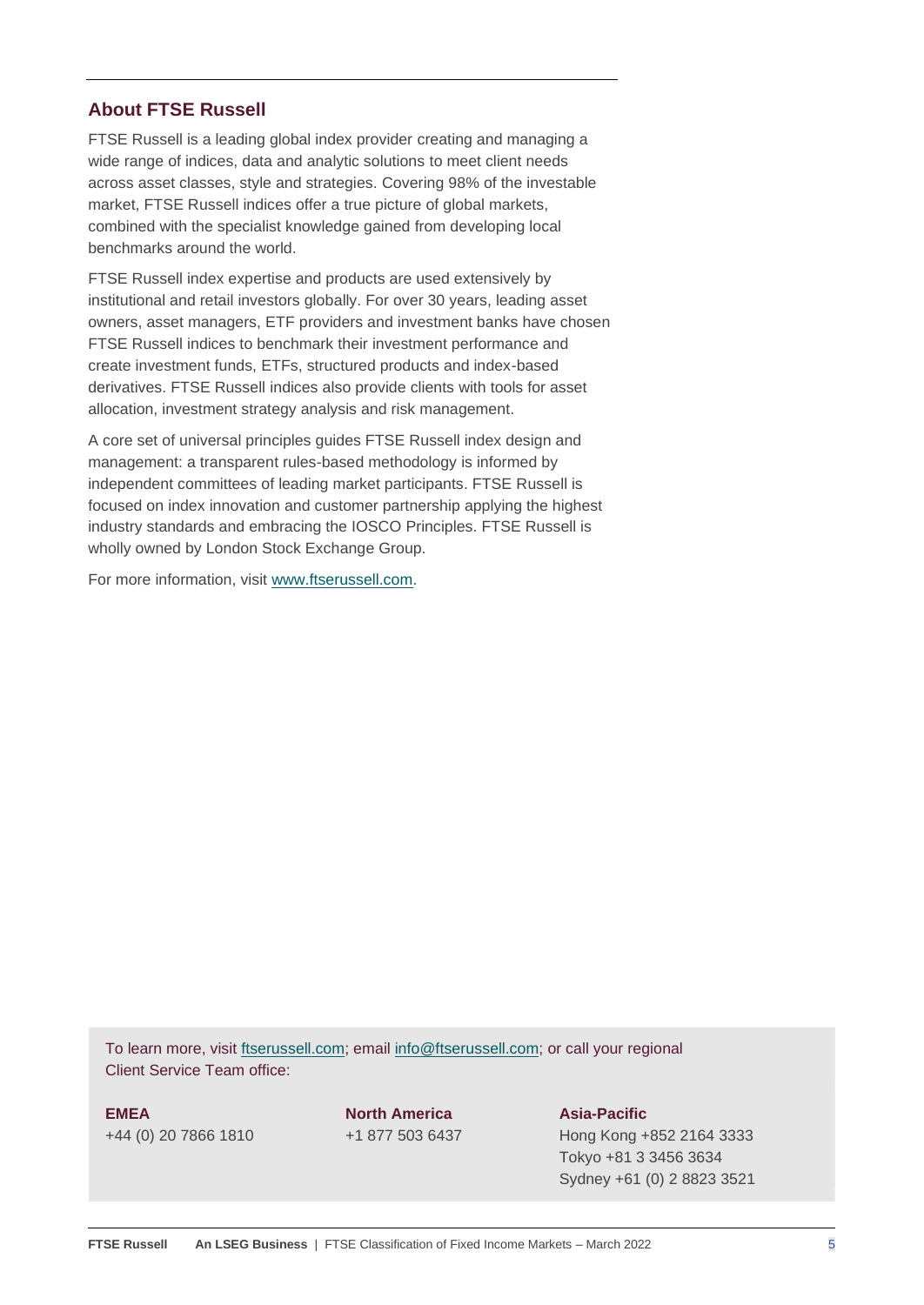## About FTSE Russell

FTSE Russell is a leading global index provider creating and managing a wide range of indices, data and analytic solutions to meet client needs across asset classes, style and strategies. Covering 98% of the investable market, FTSE Russell indices offer a true picture of global markets, combined with the specialist knowledge gained from developing local benchmarks around the world.

FTSE Russell index expertise and products are used extensively by institutional and retail investors globally. For over 30 years, leading asset owners, asset managers, ETF providers and investment banks have chosen FTSE Russell indices to benchmark their investment performance and create investment funds, ETFs, structured products and index-based derivatives. FTSE Russell indices also provide clients with tools for asset allocation, investment strategy analysis and risk management.

A core set of universal principles guides FTSE Russell index design and management: a transparent rules-based methodology is informed by independent committees of leading market participants. FTSE Russell is focused on index innovation and customer partnership applying the highest industry standards and embracing the IOSCO Principles. FTSE Russell is wholly owned by London Stock Exchange Group.

For more information, visit www.ftserussell.com.

To learn more, visit ftserussell.com; email info@ftserussell.com; or call your regional Client Service Team office:

**EMEA**
+44 (0) 20 7866 1810

**North America**
+1 877 503 6437

**Asia-Pacific**
Hong Kong +852 2164 3333
Tokyo +81 3 3456 3634
Sydney +61 (0) 2 8823 3521